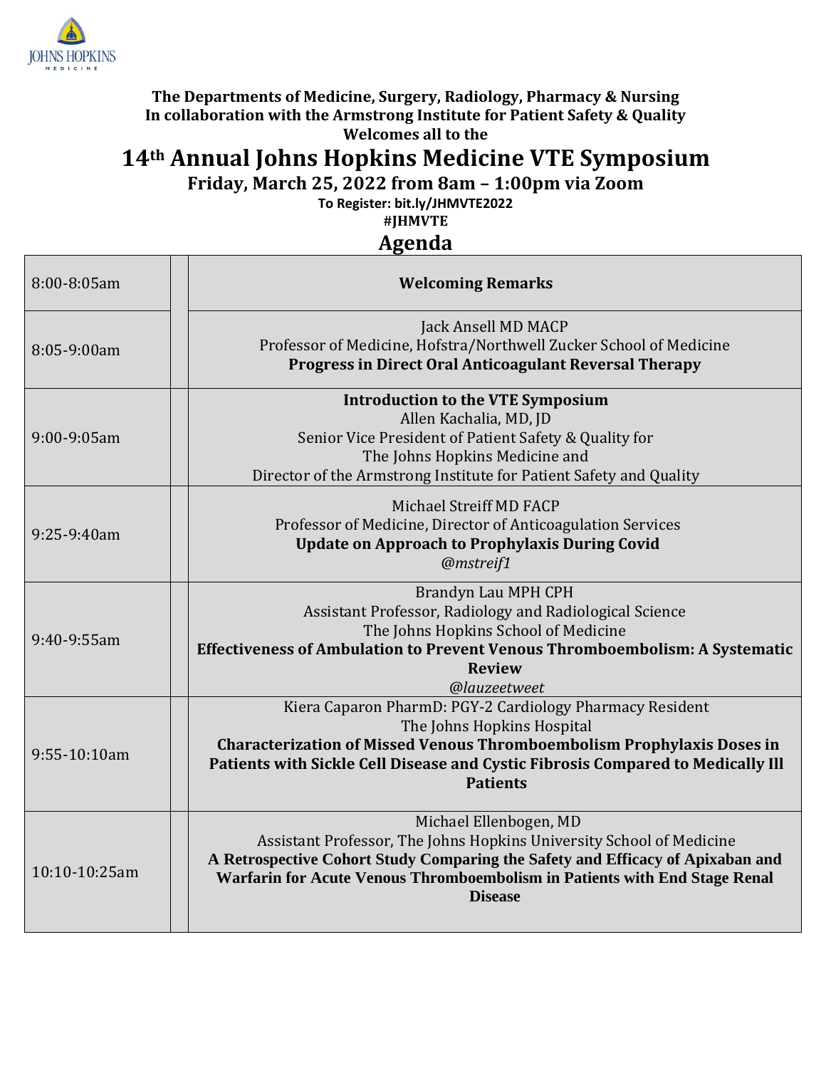**The Departments of Medicine, Surgery, Radiology, Pharmacy & Nursing**
**In collaboration with the Armstrong Institute for Patient Safety & Quality**
**Welcomes all to the**

# 14th Annual Johns Hopkins Medicine VTE Symposium

**Friday, March 25, 2022 from 8am – 1:00pm via Zoom**

**To Register: bit.ly/JHMVTE2022**

**#JHMVTE**

## Agenda

| Time | | Session |
|---|---|---|
| 8:00-8:05am | | **Welcoming Remarks** |
| 8:05-9:00am | | Jack Ansell MD MACP<br>Professor of Medicine, Hofstra/Northwell Zucker School of Medicine<br>**Progress in Direct Oral Anticoagulant Reversal Therapy** |
| 9:00-9:05am | | **Introduction to the VTE Symposium**<br>Allen Kachalia, MD, JD<br>Senior Vice President of Patient Safety & Quality for<br>The Johns Hopkins Medicine and<br>Director of the Armstrong Institute for Patient Safety and Quality |
| 9:25-9:40am | | Michael Streiff MD FACP<br>Professor of Medicine, Director of Anticoagulation Services<br>**Update on Approach to Prophylaxis During Covid**<br>*@mstreif1* |
| 9:40-9:55am | | Brandyn Lau MPH CPH<br>Assistant Professor, Radiology and Radiological Science<br>The Johns Hopkins School of Medicine<br>**Effectiveness of Ambulation to Prevent Venous Thromboembolism: A Systematic Review**<br>*@lauzeetweet* |
| 9:55-10:10am | | Kiera Caparon PharmD: PGY-2 Cardiology Pharmacy Resident<br>The Johns Hopkins Hospital<br>**Characterization of Missed Venous Thromboembolism Prophylaxis Doses in Patients with Sickle Cell Disease and Cystic Fibrosis Compared to Medically Ill Patients** |
| 10:10-10:25am | | Michael Ellenbogen, MD<br>Assistant Professor, The Johns Hopkins University School of Medicine<br>**A Retrospective Cohort Study Comparing the Safety and Efficacy of Apixaban and Warfarin for Acute Venous Thromboembolism in Patients with End Stage Renal Disease** |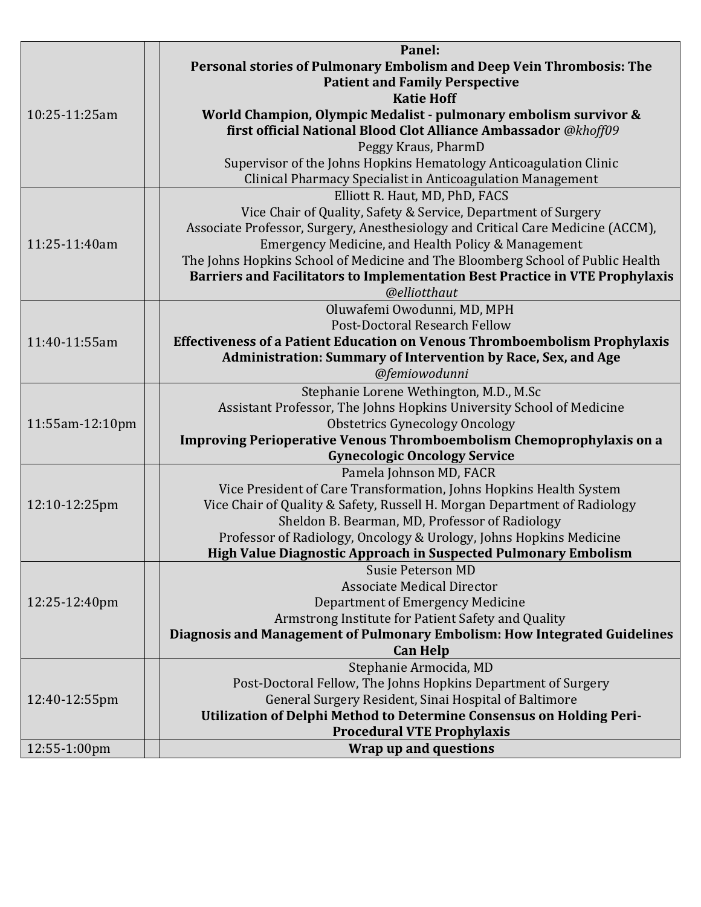| | | |
|---|---|---|
| 10:25-11:25am | | **Panel:**<br>**Personal stories of Pulmonary Embolism and Deep Vein Thrombosis: The Patient and Family Perspective**<br>**Katie Hoff**<br>**World Champion, Olympic Medalist - pulmonary embolism survivor & first official National Blood Clot Alliance Ambassador** *@khoff09*<br>Peggy Kraus, PharmD<br>Supervisor of the Johns Hopkins Hematology Anticoagulation Clinic<br>Clinical Pharmacy Specialist in Anticoagulation Management |
| 11:25-11:40am | | Elliott R. Haut, MD, PhD, FACS<br>Vice Chair of Quality, Safety & Service, Department of Surgery<br>Associate Professor, Surgery, Anesthesiology and Critical Care Medicine (ACCM), Emergency Medicine, and Health Policy & Management<br>The Johns Hopkins School of Medicine and The Bloomberg School of Public Health<br>**Barriers and Facilitators to Implementation Best Practice in VTE Prophylaxis**<br>*@elliotthaut* |
| 11:40-11:55am | | Oluwafemi Owodunni, MD, MPH<br>Post-Doctoral Research Fellow<br>**Effectiveness of a Patient Education on Venous Thromboembolism Prophylaxis Administration: Summary of Intervention by Race, Sex, and Age**<br>*@femiowodunni* |
| 11:55am-12:10pm | | Stephanie Lorene Wethington, M.D., M.Sc<br>Assistant Professor, The Johns Hopkins University School of Medicine<br>Obstetrics Gynecology Oncology<br>**Improving Perioperative Venous Thromboembolism Chemoprophylaxis on a Gynecologic Oncology Service** |
| 12:10-12:25pm | | Pamela Johnson MD, FACR<br>Vice President of Care Transformation, Johns Hopkins Health System<br>Vice Chair of Quality & Safety, Russell H. Morgan Department of Radiology<br>Sheldon B. Bearman, MD, Professor of Radiology<br>Professor of Radiology, Oncology & Urology, Johns Hopkins Medicine<br>**High Value Diagnostic Approach in Suspected Pulmonary Embolism** |
| 12:25-12:40pm | | Susie Peterson MD<br>Associate Medical Director<br>Department of Emergency Medicine<br>Armstrong Institute for Patient Safety and Quality<br>**Diagnosis and Management of Pulmonary Embolism: How Integrated Guidelines Can Help** |
| 12:40-12:55pm | | Stephanie Armocida, MD<br>Post-Doctoral Fellow, The Johns Hopkins Department of Surgery<br>General Surgery Resident, Sinai Hospital of Baltimore<br>**Utilization of Delphi Method to Determine Consensus on Holding Peri-Procedural VTE Prophylaxis** |
| 12:55-1:00pm | | **Wrap up and questions** |